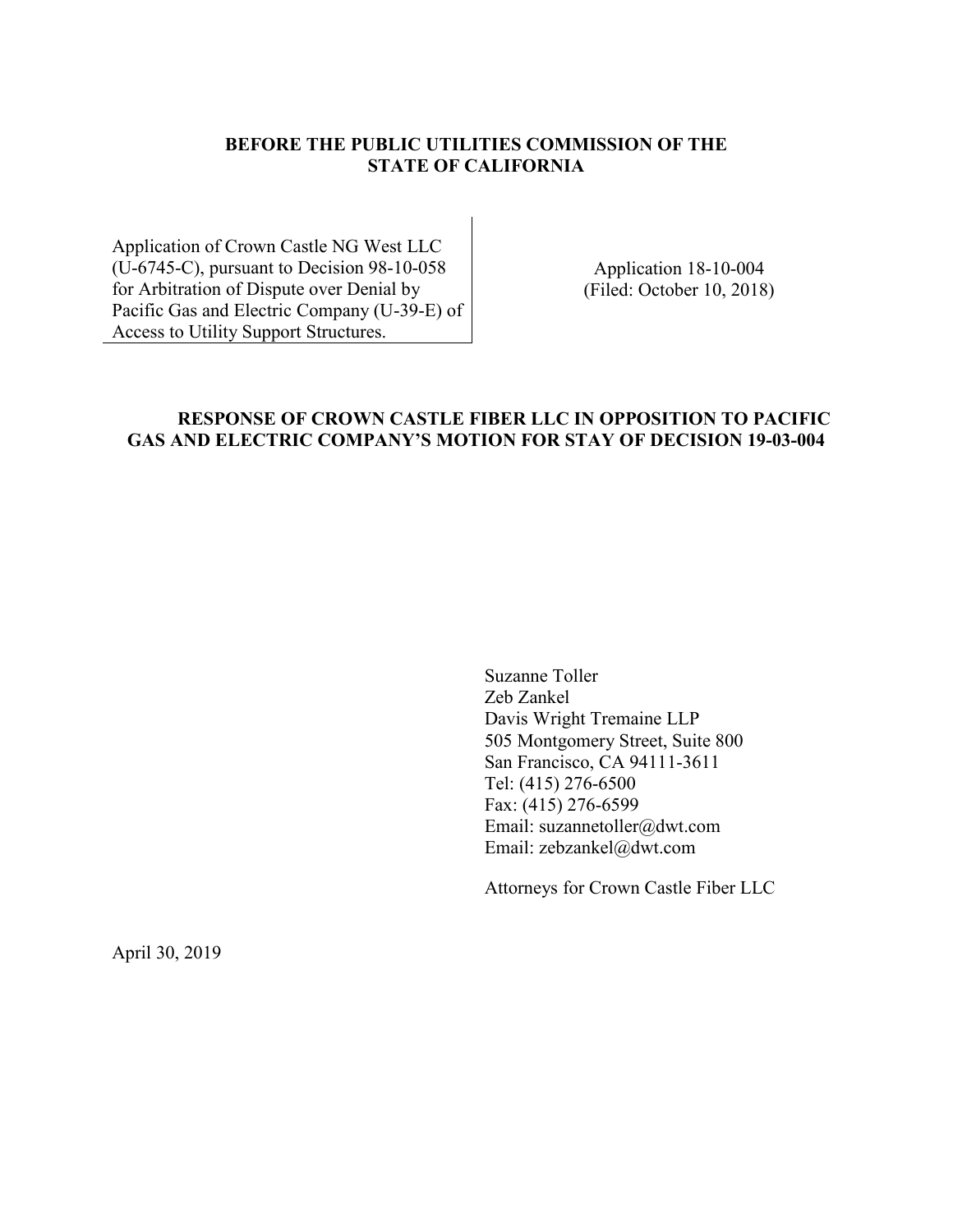**BEFORE THE PUBLIC UTILITIES COMMISSION OF THE STATE OF CALIFORNIA**

| | |
|---|---|
| Application of Crown Castle NG West LLC (U-6745-C), pursuant to Decision 98-10-058 for Arbitration of Dispute over Denial by Pacific Gas and Electric Company (U-39-E) of Access to Utility Support Structures. | Application 18-10-004 (Filed: October 10, 2018) |

**RESPONSE OF CROWN CASTLE FIBER LLC IN OPPOSITION TO PACIFIC GAS AND ELECTRIC COMPANY'S MOTION FOR STAY OF DECISION 19-03-004**

Suzanne Toller
Zeb Zankel
Davis Wright Tremaine LLP
505 Montgomery Street, Suite 800
San Francisco, CA 94111-3611
Tel: (415) 276-6500
Fax: (415) 276-6599
Email: suzannetoller@dwt.com
Email: zebzankel@dwt.com

Attorneys for Crown Castle Fiber LLC

April 30, 2019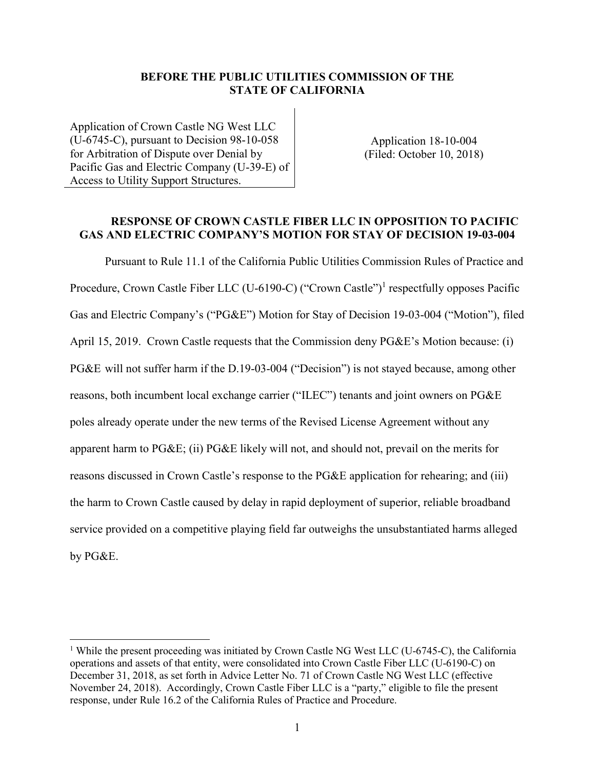**BEFORE THE PUBLIC UTILITIES COMMISSION OF THE STATE OF CALIFORNIA**

| | |
|---|---|
| Application of Crown Castle NG West LLC (U-6745-C), pursuant to Decision 98-10-058 for Arbitration of Dispute over Denial by Pacific Gas and Electric Company (U-39-E) of Access to Utility Support Structures. | Application 18-10-004 (Filed: October 10, 2018) |

**RESPONSE OF CROWN CASTLE FIBER LLC IN OPPOSITION TO PACIFIC GAS AND ELECTRIC COMPANY'S MOTION FOR STAY OF DECISION 19-03-004**

Pursuant to Rule 11.1 of the California Public Utilities Commission Rules of Practice and Procedure, Crown Castle Fiber LLC (U-6190-C) ("Crown Castle")[1] respectfully opposes Pacific Gas and Electric Company's ("PG&E") Motion for Stay of Decision 19-03-004 ("Motion"), filed April 15, 2019. Crown Castle requests that the Commission deny PG&E's Motion because: (i) PG&E will not suffer harm if the D.19-03-004 ("Decision") is not stayed because, among other reasons, both incumbent local exchange carrier ("ILEC") tenants and joint owners on PG&E poles already operate under the new terms of the Revised License Agreement without any apparent harm to PG&E; (ii) PG&E likely will not, and should not, prevail on the merits for reasons discussed in Crown Castle's response to the PG&E application for rehearing; and (iii) the harm to Crown Castle caused by delay in rapid deployment of superior, reliable broadband service provided on a competitive playing field far outweighs the unsubstantiated harms alleged by PG&E.

[1] While the present proceeding was initiated by Crown Castle NG West LLC (U-6745-C), the California operations and assets of that entity, were consolidated into Crown Castle Fiber LLC (U-6190-C) on December 31, 2018, as set forth in Advice Letter No. 71 of Crown Castle NG West LLC (effective November 24, 2018). Accordingly, Crown Castle Fiber LLC is a "party," eligible to file the present response, under Rule 16.2 of the California Rules of Practice and Procedure.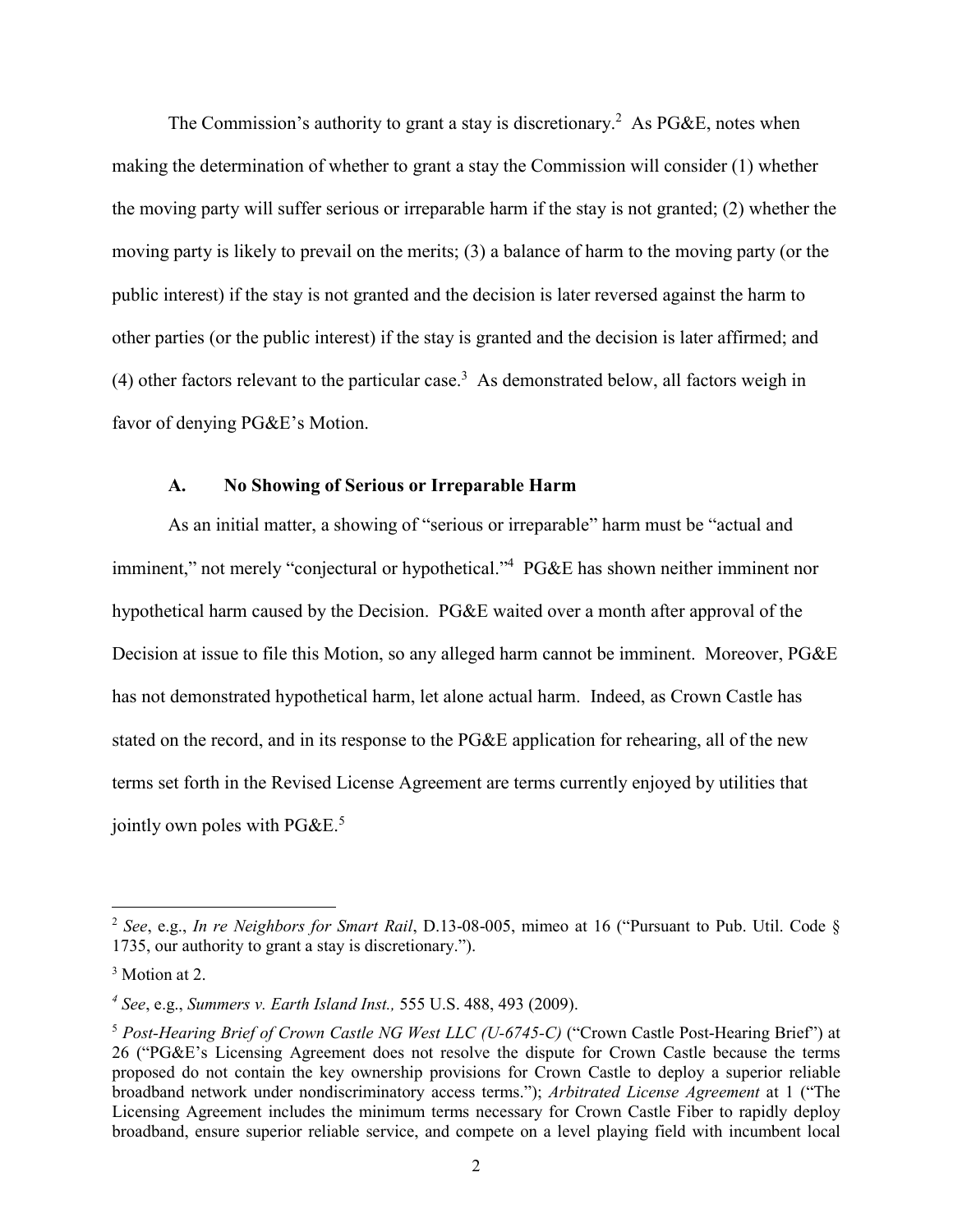The Commission's authority to grant a stay is discretionary.[2] As PG&E, notes when making the determination of whether to grant a stay the Commission will consider (1) whether the moving party will suffer serious or irreparable harm if the stay is not granted; (2) whether the moving party is likely to prevail on the merits; (3) a balance of harm to the moving party (or the public interest) if the stay is not granted and the decision is later reversed against the harm to other parties (or the public interest) if the stay is granted and the decision is later affirmed; and (4) other factors relevant to the particular case.[3] As demonstrated below, all factors weigh in favor of denying PG&E's Motion.

### A. No Showing of Serious or Irreparable Harm

As an initial matter, a showing of "serious or irreparable" harm must be "actual and imminent," not merely "conjectural or hypothetical."[4] PG&E has shown neither imminent nor hypothetical harm caused by the Decision. PG&E waited over a month after approval of the Decision at issue to file this Motion, so any alleged harm cannot be imminent. Moreover, PG&E has not demonstrated hypothetical harm, let alone actual harm. Indeed, as Crown Castle has stated on the record, and in its response to the PG&E application for rehearing, all of the new terms set forth in the Revised License Agreement are terms currently enjoyed by utilities that jointly own poles with PG&E.[5]

---

[2] *See*, e.g., *In re Neighbors for Smart Rail*, D.13-08-005, mimeo at 16 ("Pursuant to Pub. Util. Code § 1735, our authority to grant a stay is discretionary.").

[3] Motion at 2.

[4] *See*, e.g., *Summers v. Earth Island Inst.,* 555 U.S. 488, 493 (2009).

[5] *Post-Hearing Brief of Crown Castle NG West LLC (U-6745-C)* ("Crown Castle Post-Hearing Brief") at 26 ("PG&E's Licensing Agreement does not resolve the dispute for Crown Castle because the terms proposed do not contain the key ownership provisions for Crown Castle to deploy a superior reliable broadband network under nondiscriminatory access terms."); *Arbitrated License Agreement* at 1 ("The Licensing Agreement includes the minimum terms necessary for Crown Castle Fiber to rapidly deploy broadband, ensure superior reliable service, and compete on a level playing field with incumbent local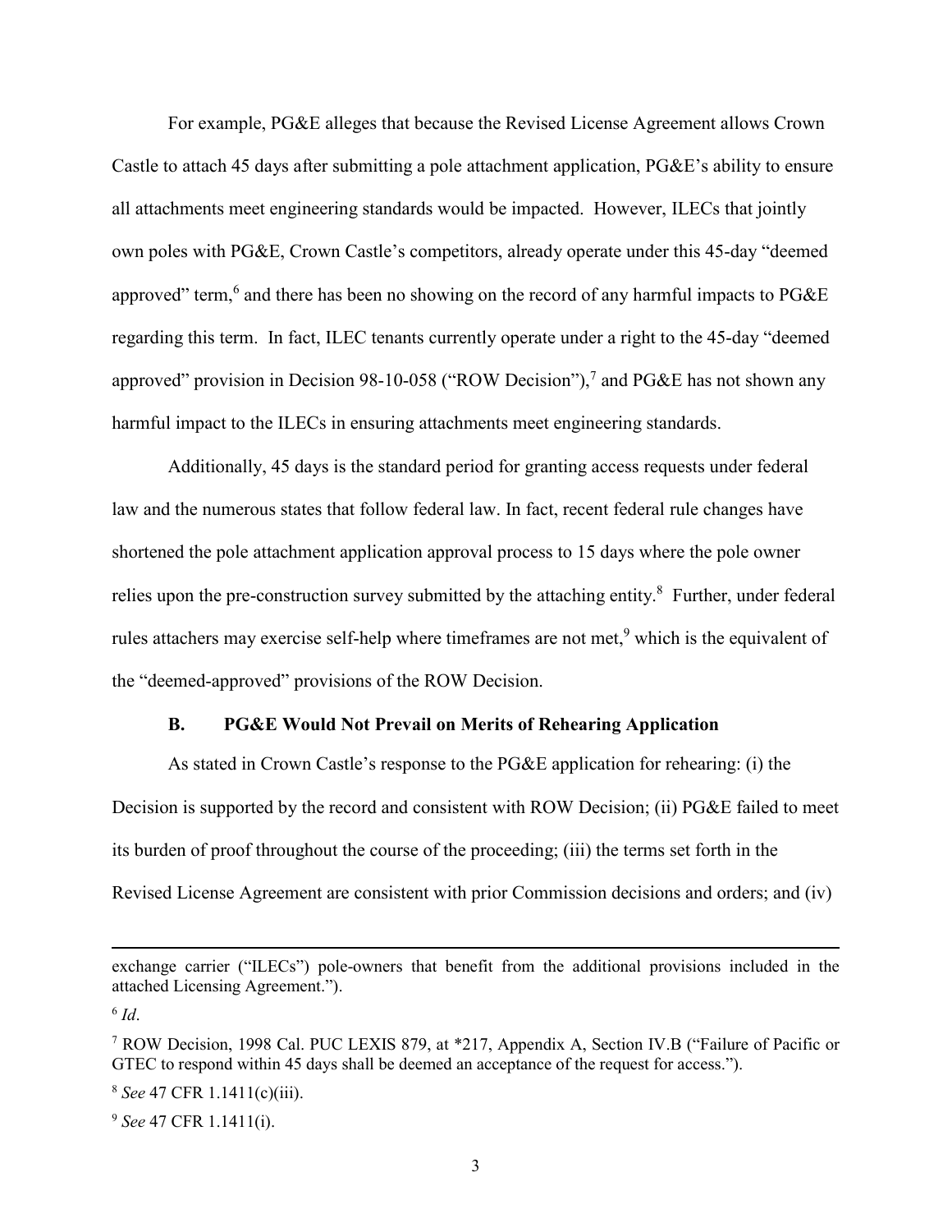For example, PG&E alleges that because the Revised License Agreement allows Crown Castle to attach 45 days after submitting a pole attachment application, PG&E's ability to ensure all attachments meet engineering standards would be impacted. However, ILECs that jointly own poles with PG&E, Crown Castle's competitors, already operate under this 45-day "deemed approved" term,[6] and there has been no showing on the record of any harmful impacts to PG&E regarding this term. In fact, ILEC tenants currently operate under a right to the 45-day "deemed approved" provision in Decision 98-10-058 ("ROW Decision"),[7] and PG&E has not shown any harmful impact to the ILECs in ensuring attachments meet engineering standards.

Additionally, 45 days is the standard period for granting access requests under federal law and the numerous states that follow federal law. In fact, recent federal rule changes have shortened the pole attachment application approval process to 15 days where the pole owner relies upon the pre-construction survey submitted by the attaching entity.[8] Further, under federal rules attachers may exercise self-help where timeframes are not met,[9] which is the equivalent of the "deemed-approved" provisions of the ROW Decision.

### B. PG&E Would Not Prevail on Merits of Rehearing Application

As stated in Crown Castle's response to the PG&E application for rehearing: (i) the Decision is supported by the record and consistent with ROW Decision; (ii) PG&E failed to meet its burden of proof throughout the course of the proceeding; (iii) the terms set forth in the Revised License Agreement are consistent with prior Commission decisions and orders; and (iv)

---

exchange carrier ("ILECs") pole-owners that benefit from the additional provisions included in the attached Licensing Agreement.").

[6] *Id*.

[7] ROW Decision, 1998 Cal. PUC LEXIS 879, at *217, Appendix A, Section IV.B ("Failure of Pacific or GTEC to respond within 45 days shall be deemed an acceptance of the request for access.").

[8] *See* 47 CFR 1.1411(c)(iii).

[9] *See* 47 CFR 1.1411(i).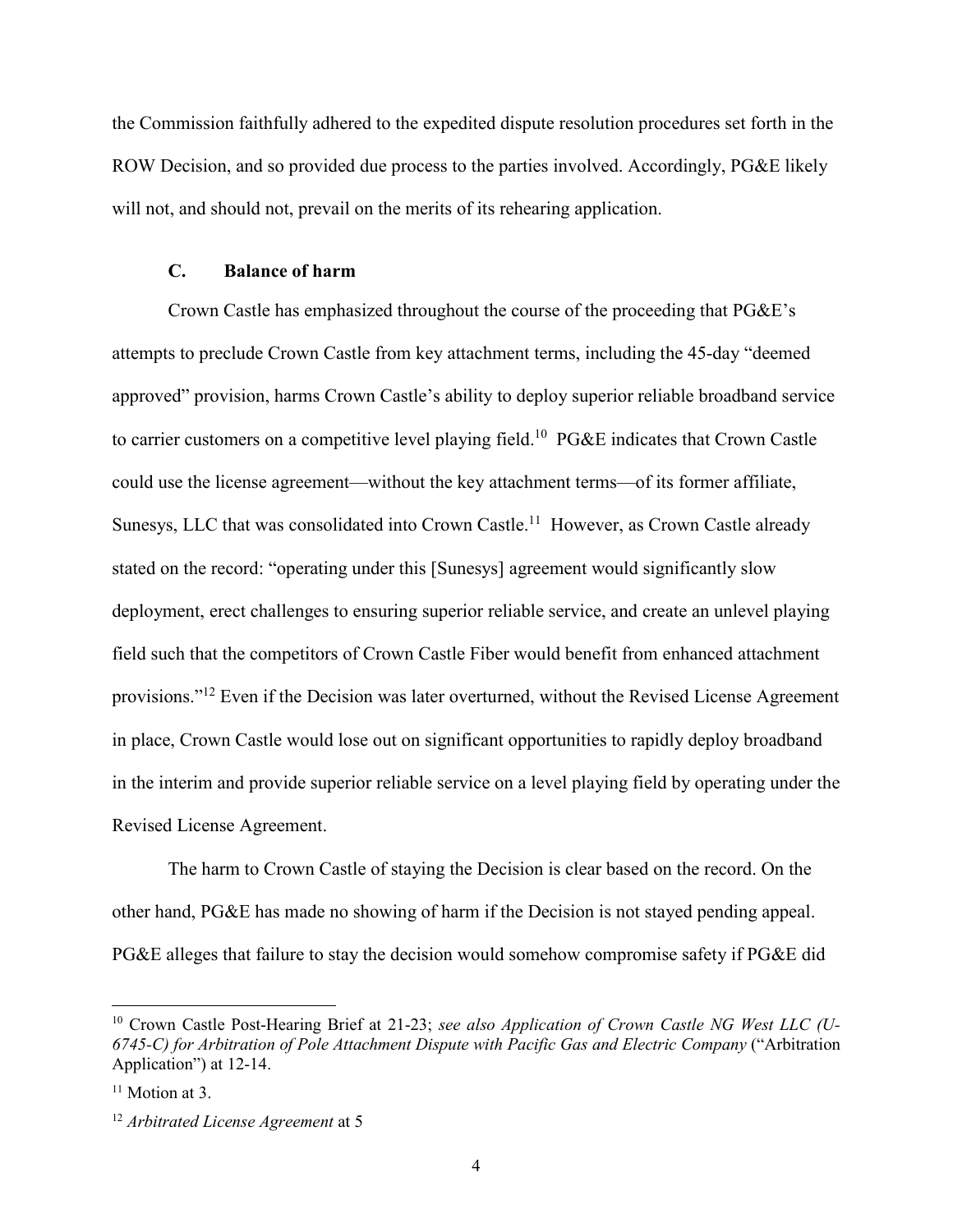the Commission faithfully adhered to the expedited dispute resolution procedures set forth in the ROW Decision, and so provided due process to the parties involved. Accordingly, PG&E likely will not, and should not, prevail on the merits of its rehearing application.

### C. Balance of harm

Crown Castle has emphasized throughout the course of the proceeding that PG&E's attempts to preclude Crown Castle from key attachment terms, including the 45-day "deemed approved" provision, harms Crown Castle's ability to deploy superior reliable broadband service to carrier customers on a competitive level playing field.[10] PG&E indicates that Crown Castle could use the license agreement—without the key attachment terms—of its former affiliate, Sunesys, LLC that was consolidated into Crown Castle.[11] However, as Crown Castle already stated on the record: "operating under this [Sunesys] agreement would significantly slow deployment, erect challenges to ensuring superior reliable service, and create an unlevel playing field such that the competitors of Crown Castle Fiber would benefit from enhanced attachment provisions."[12] Even if the Decision was later overturned, without the Revised License Agreement in place, Crown Castle would lose out on significant opportunities to rapidly deploy broadband in the interim and provide superior reliable service on a level playing field by operating under the Revised License Agreement.

The harm to Crown Castle of staying the Decision is clear based on the record. On the other hand, PG&E has made no showing of harm if the Decision is not stayed pending appeal. PG&E alleges that failure to stay the decision would somehow compromise safety if PG&E did

---

[10] Crown Castle Post-Hearing Brief at 21-23; *see also Application of Crown Castle NG West LLC (U-6745-C) for Arbitration of Pole Attachment Dispute with Pacific Gas and Electric Company* ("Arbitration Application") at 12-14.

[11] Motion at 3.

[12] *Arbitrated License Agreement* at 5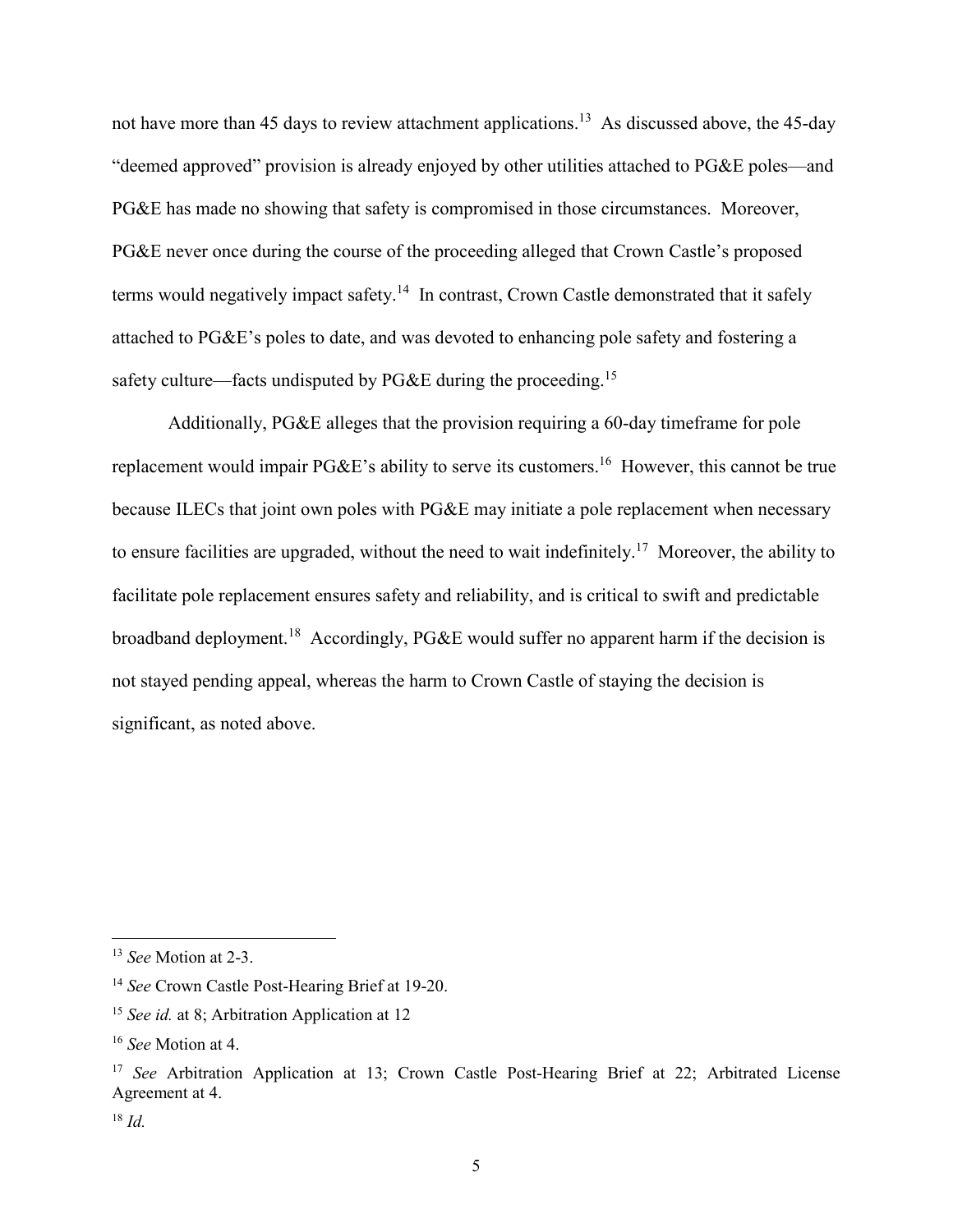not have more than 45 days to review attachment applications.[13] As discussed above, the 45-day "deemed approved" provision is already enjoyed by other utilities attached to PG&E poles—and PG&E has made no showing that safety is compromised in those circumstances. Moreover, PG&E never once during the course of the proceeding alleged that Crown Castle's proposed terms would negatively impact safety.[14] In contrast, Crown Castle demonstrated that it safely attached to PG&E's poles to date, and was devoted to enhancing pole safety and fostering a safety culture—facts undisputed by PG&E during the proceeding.[15]

Additionally, PG&E alleges that the provision requiring a 60-day timeframe for pole replacement would impair PG&E's ability to serve its customers.[16] However, this cannot be true because ILECs that joint own poles with PG&E may initiate a pole replacement when necessary to ensure facilities are upgraded, without the need to wait indefinitely.[17] Moreover, the ability to facilitate pole replacement ensures safety and reliability, and is critical to swift and predictable broadband deployment.[18] Accordingly, PG&E would suffer no apparent harm if the decision is not stayed pending appeal, whereas the harm to Crown Castle of staying the decision is significant, as noted above.

---

[13] *See* Motion at 2-3.

[14] *See* Crown Castle Post-Hearing Brief at 19-20.

[15] *See id.* at 8; Arbitration Application at 12

[16] *See* Motion at 4.

[17] *See* Arbitration Application at 13; Crown Castle Post-Hearing Brief at 22; Arbitrated License Agreement at 4.

[18] *Id.*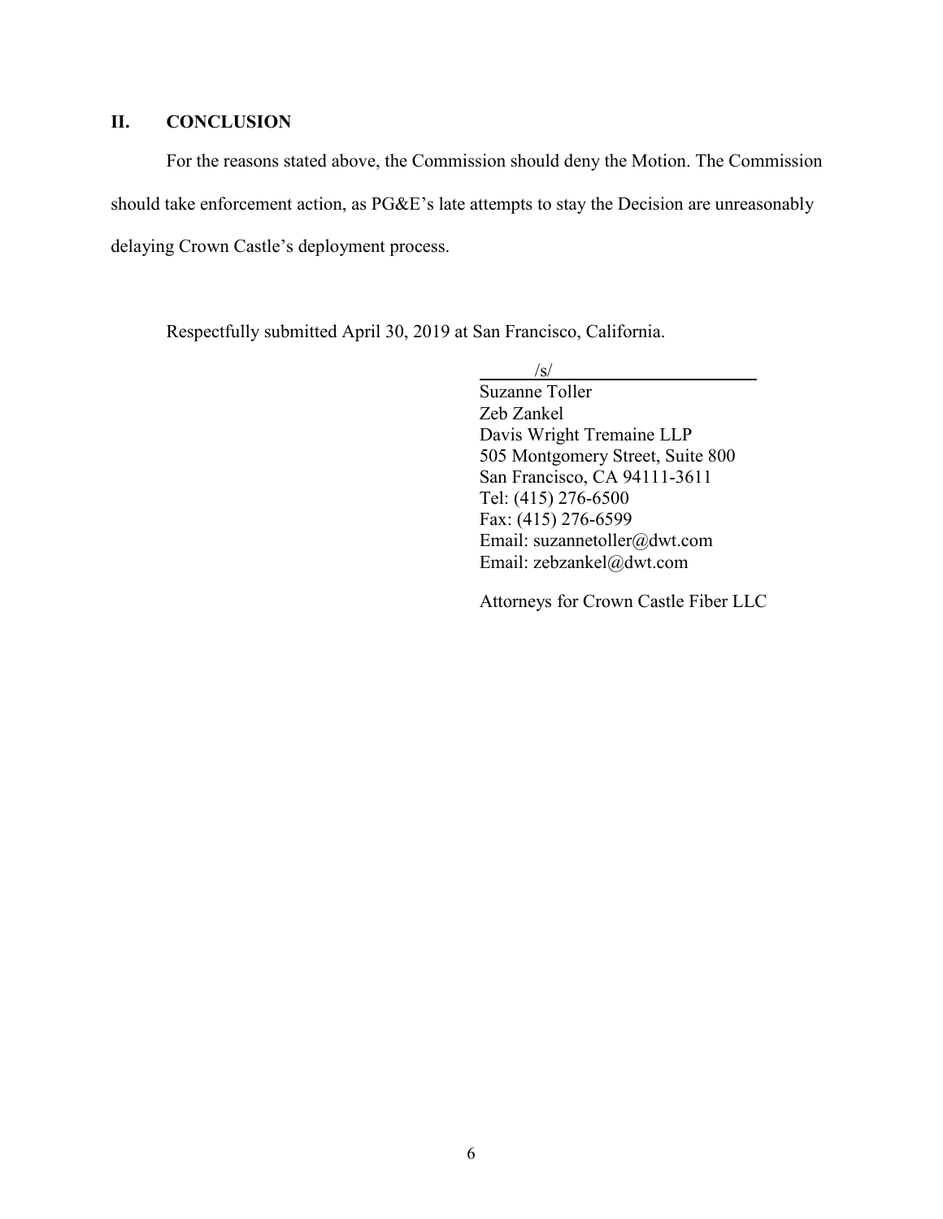## II. CONCLUSION

For the reasons stated above, the Commission should deny the Motion. The Commission should take enforcement action, as PG&E's late attempts to stay the Decision are unreasonably delaying Crown Castle's deployment process.

Respectfully submitted April 30, 2019 at San Francisco, California.

/s/

Suzanne Toller
Zeb Zankel
Davis Wright Tremaine LLP
505 Montgomery Street, Suite 800
San Francisco, CA 94111-3611
Tel: (415) 276-6500
Fax: (415) 276-6599
Email: suzannetoller@dwt.com
Email: zebzankel@dwt.com

Attorneys for Crown Castle Fiber LLC